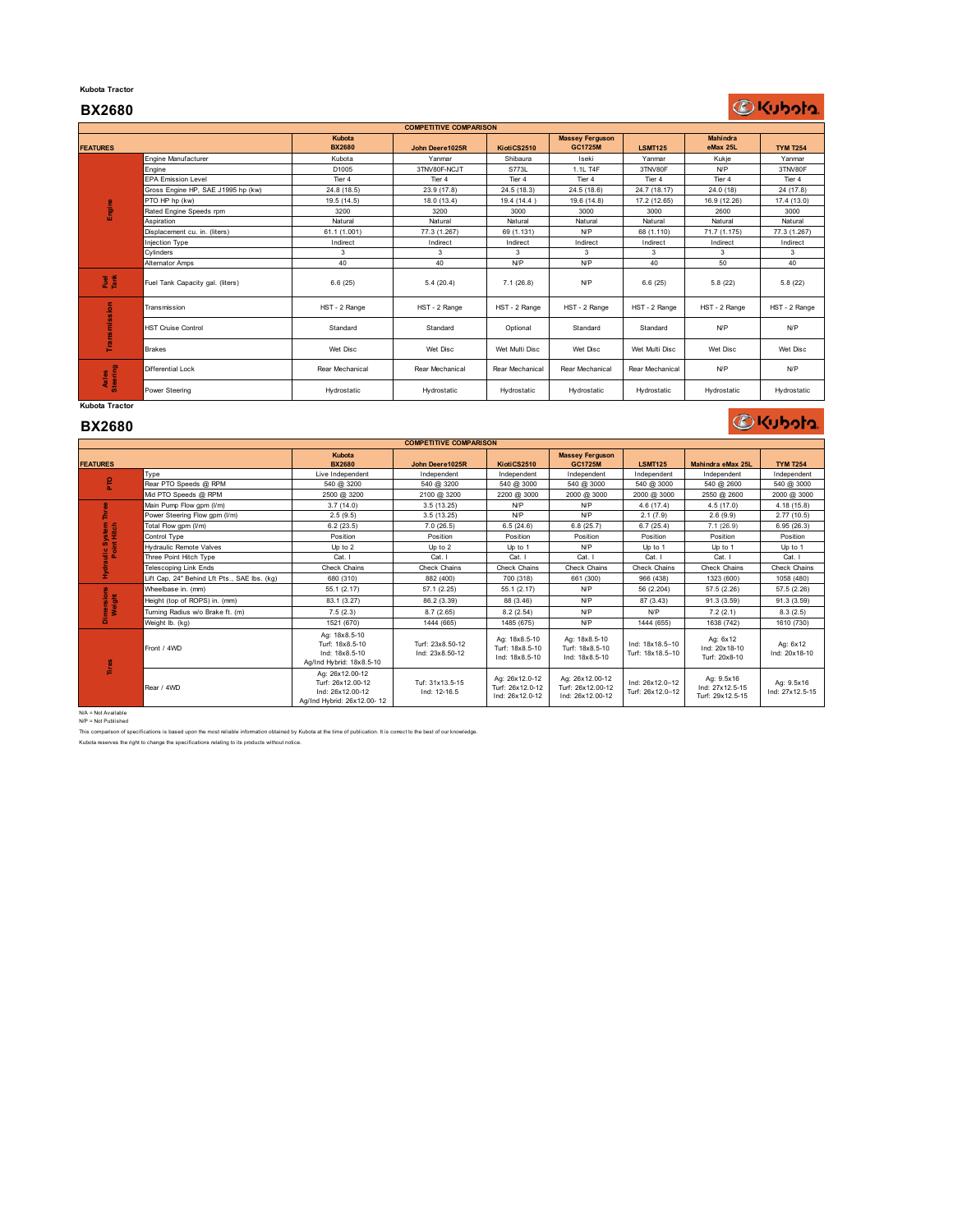Kubota Tractor

## BX2680

COMPETITIVE COMPARISON

| FEATURES | | Kubota BX2680 | John Deere1025R | KiotiCS2510 | Massey Ferguson GC1725M | LSMT125 | Mahindra eMax 25L | TYM T254 |
|---|---|---|---|---|---|---|---|---|
| Engine | Engine Manufacturer | Kubota | Yanmar | Shibaura | Iseki | Yanmar | Kukje | Yanmar |
| | Engine | D1005 | 3TNV80F-NCJT | S773L | 1.1L T4F | 3TNV80F | N/P | 3TNV80F |
| | EPA Emission Level | Tier 4 | Tier 4 | Tier 4 | Tier 4 | Tier 4 | Tier 4 | Tier 4 |
| | Gross Engine HP, SAE J1995 hp (kw) | 24.8 (18.5) | 23.9 (17.8) | 24.5 (18.3) | 24.5 (18.6) | 24.7 (18.17) | 24.0 (18) | 24 (17.8) |
| | PTO HP hp (kw) | 19.5 (14.5) | 18.0 (13.4) | 19.4 (14.4 ) | 19.6 (14.8) | 17.2 (12.65) | 16.9 (12.26) | 17.4 (13.0) |
| | Rated Engine Speeds rpm | 3200 | 3200 | 3000 | 3000 | 3000 | 2600 | 3000 |
| | Aspiration | Natural | Natural | Natural | Natural | Natural | Natural | Natural |
| | Displacement cu. in. (liters) | 61.1 (1.001) | 77.3 (1.267) | 69 (1.131) | N/P | 68 (1.110) | 71.7 (1.175) | 77.3 (1.267) |
| | Injection Type | Indirect | Indirect | Indirect | Indirect | Indirect | Indirect | Indirect |
| | Cylinders | 3 | 3 | 3 | 3 | 3 | 3 | 3 |
| | Alternator Amps | 40 | 40 | N/P | N/P | 40 | 50 | 40 |
| Fuel Tank | Fuel Tank Capacity gal. (liters) | 6.6 (25) | 5.4 (20.4) | 7.1 (26.8) | N/P | 6.6 (25) | 5.8 (22) | 5.8 (22) |
| Transmission | Transmission | HST - 2 Range | HST - 2 Range | HST - 2 Range | HST - 2 Range | HST - 2 Range | HST - 2 Range | HST - 2 Range |
| | HST Cruise Control | Standard | Standard | Optional | Standard | Standard | N/P | N/P |
| | Brakes | Wet Disc | Wet Disc | Wet Multi Disc | Wet Disc | Wet Multi Disc | Wet Disc | Wet Disc |
| Axles Steering | Differential Lock | Rear Mechanical | Rear Mechanical | Rear Mechanical | Rear Mechanical | Rear Mechanical | N/P | N/P |
| | Power Steering | Hydrostatic | Hydrostatic | Hydrostatic | Hydrostatic | Hydrostatic | Hydrostatic | Hydrostatic |

Kubota Tractor

## BX2680

COMPETITIVE COMPARISON

| FEATURES | | Kubota BX2680 | John Deere1025R | KiotiCS2510 | Massey Ferguson GC1725M | LSMT125 | Mahindra eMax 25L | TYM T254 |
|---|---|---|---|---|---|---|---|---|
| PTO | Type | Live Independent | Independent | Independent | Independent | Independent | Independent | Independent |
| | Rear PTO Speeds @ RPM | 540 @ 3200 | 540 @ 3200 | 540 @ 3000 | 540 @ 3000 | 540 @ 3000 | 540 @ 2600 | 540 @ 3000 |
| | Mid PTO Speeds @ RPM | 2500 @ 3200 | 2100 @ 3200 | 2200 @ 3000 | 2000 @ 3000 | 2000 @ 3000 | 2550 @ 2600 | 2000 @ 3000 |
| Hydraulic System Three Point Hitch | Main Pump Flow gpm (l/m) | 3.7 (14.0) | 3.5 (13.25) | N/P | N/P | 4.6 (17.4) | 4.5 (17.0) | 4.18 (15.8) |
| | Power Steering Flow gpm (l/m) | 2.5 (9.5) | 3.5 (13.25) | N/P | N/P | 2.1 (7.9) | 2.6 (9.9) | 2.77 (10.5) |
| | Total Flow gpm (l/m) | 6.2 (23.5) | 7.0 (26.5) | 6.5 (24.6) | 6.8 (25.7) | 6.7 (25.4) | 7.1 (26.9) | 6.95 (26.3) |
| | Control Type | Position | Position | Position | Position | Position | Position | Position |
| | Hydraulic Remote Valves | Up to 2 | Up to 2 | Up to 1 | N/P | Up to 1 | Up to 1 | Up to 1 |
| | Three Point Hitch Type | Cat. I | Cat. I | Cat. I | Cat. I | Cat. I | Cat. I | Cat. I |
| | Telescoping Link Ends | Check Chains | Check Chains | Check Chains | Check Chains | Check Chains | Check Chains | Check Chains |
| | Lift Cap, 24" Behind Lft Pts., SAE lbs. (kg) | 680 (310) | 882 (400) | 700 (318) | 661 (300) | 966 (438) | 1323 (600) | 1058 (480) |
| Dimensions Weight | Wheelbase in. (mm) | 55.1 (2.17) | 57.1 (2.25) | 55.1 (2.17) | N/P | 56 (2.204) | 57.5 (2.26) | 57.5 (2.26) |
| | Height (top of ROPS) in. (mm) | 83.1 (3.27) | 86.2 (3.39) | 88 (3.46) | N/P | 87 (3.43) | 91.3 (3.59) | 91.3 (3.59) |
| | Turning Radius w/o Brake ft. (m) | 7.5 (2.3) | 8.7 (2.65) | 8.2 (2.54) | N/P | N/P | 7.2 (2.1) | 8.3 (2.5) |
| | Weight lb. (kg) | 1521 (670) | 1444 (665) | 1485 (675) | N/P | 1444 (655) | 1638 (742) | 1610 (730) |
| Tires | Front / 4WD | Ag: 18x8.5-10 Turf: 18x8.5-10 Ind: 18x8.5-10 Ag/Ind Hybrid: 18x8.5-10 | Turf: 23x8.50-12 Ind: 23x8.50-12 | Ag: 18x8.5-10 Turf: 18x8.5-10 Ind: 18x8.5-10 | Ag: 18x8.5-10 Turf: 18x8.5-10 Ind: 18x8.5-10 | Ind: 18x18.5–10 Turf: 18x18.5–10 | Ag: 6x12 Ind: 20x18-10 Turf: 20x8-10 | Ag: 6x12 Ind: 20x18-10 |
| | Rear / 4WD | Ag: 26x12.00-12 Turf: 26x12.00-12 Ind: 26x12.00-12 Ag/Ind Hybrid: 26x12.00- 12 | Tuf: 31x13.5-15 Ind: 12-16.5 | Ag: 26x12.0-12 Turf: 26x12.0-12 Ind: 26x12.0-12 | Ag: 26x12.00-12 Turf: 26x12.00-12 Ind: 26x12.00-12 | Ind: 26x12.0–12 Turf: 26x12.0–12 | Ag: 9.5x16 Ind: 27x12.5-15 Turf: 29x12.5-15 | Ag: 9.5x16 Ind: 27x12.5-15 |

N/A = Not Available
N/P = Not Published

This comparison of specifications is based upon the most reliable information obtained by Kubota at the time of publication. It is correct to the best of our knowledge.

Kubota reserves the right to change the specifications relating to its products without notice.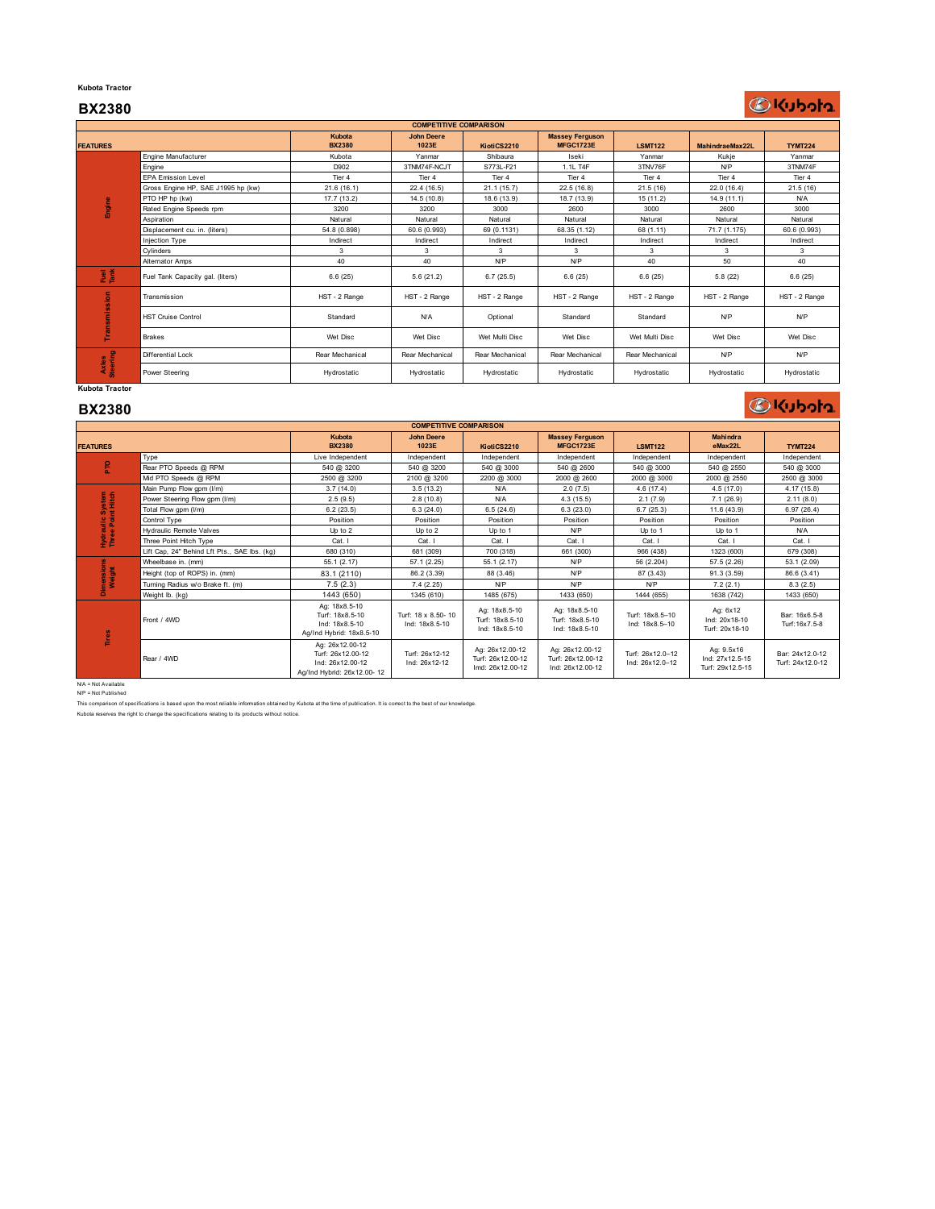Kubota Tractor

## BX2380

| COMPETITIVE COMPARISON | | | | | | | | |
|---|---|---|---|---|---|---|---|---|
| **FEATURES** | | **Kubota BX2380** | **John Deere 1023E** | **KiotiCS2210** | **Massey Ferguson MFGC1723E** | **LSMT122** | **MahindraeMax22L** | **TYMT224** |
| Engine | Engine Manufacturer | Kubota | Yanmar | Shibaura | Iseki | Yanmar | Kukje | Yanmar |
| | Engine | D902 | 3TNM74F-NCJT | S773L-F21 | 1.1L T4F | 3TNV76F | N/P | 3TNM74F |
| | EPA Emission Level | Tier 4 | Tier 4 | Tier 4 | Tier 4 | Tier 4 | Tier 4 | Tier 4 |
| | Gross Engine HP, SAE J1995 hp (kw) | 21.6 (16.1) | 22.4 (16.5) | 21.1 (15.7) | 22.5 (16.8) | 21.5 (16) | 22.0 (16.4) | 21.5 (16) |
| | PTO HP hp (kw) | 17.7 (13.2) | 14.5 (10.8) | 18.6 (13.9) | 18.7 (13.9) | 15 (11.2) | 14.9 (11.1) | N/A |
| | Rated Engine Speeds rpm | 3200 | 3200 | 3000 | 2600 | 3000 | 2600 | 3000 |
| | Aspiration | Natural | Natural | Natural | Natural | Natural | Natural | Natural |
| | Displacement cu. in. (liters) | 54.8 (0.898) | 60.6 (0.993) | 69 (0.1131) | 68.35 (1.12) | 68 (1.11) | 71.7 (1.175) | 60.6 (0.993) |
| | Injection Type | Indirect | Indirect | Indirect | Indirect | Indirect | Indirect | Indirect |
| | Cylinders | 3 | 3 | 3 | 3 | 3 | 3 | 3 |
| | Alternator Amps | 40 | 40 | N/P | N/P | 40 | 50 | 40 |
| Fuel Tank | Fuel Tank Capacity gal. (liters) | 6.6 (25) | 5.6 (21.2) | 6.7 (25.5) | 6.6 (25) | 6.6 (25) | 5.8 (22) | 6.6 (25) |
| Transmission | Transmission | HST - 2 Range | HST - 2 Range | HST - 2 Range | HST - 2 Range | HST - 2 Range | HST - 2 Range | HST - 2 Range |
| | HST Cruise Control | Standard | N/A | Optional | Standard | Standard | N/P | N/P |
| | Brakes | Wet Disc | Wet Disc | Wet Multi Disc | Wet Disc | Wet Multi Disc | Wet Disc | Wet Disc |
| Axles Steering | Differential Lock | Rear Mechanical | Rear Mechanical | Rear Mechanical | Rear Mechanical | Rear Mechanical | N/P | N/P |
| | Power Steering | Hydrostatic | Hydrostatic | Hydrostatic | Hydrostatic | Hydrostatic | Hydrostatic | Hydrostatic |

Kubota Tractor

## BX2380

| COMPETITIVE COMPARISON | | | | | | | | |
|---|---|---|---|---|---|---|---|---|
| **FEATURES** | | **Kubota BX2380** | **John Deere 1023E** | **KiotiCS2210** | **Massey Ferguson MFGC1723E** | **LSMT122** | **Mahindra eMax22L** | **TYMT224** |
| PTO | Type | Live Independent | Independent | Independent | Independent | Independent | Independent | Independent |
| | Rear PTO Speeds @ RPM | 540 @ 3200 | 540 @ 3200 | 540 @ 3000 | 540 @ 2600 | 540 @ 3000 | 540 @ 2550 | 540 @ 3000 |
| | Mid PTO Speeds @ RPM | 2500 @ 3200 | 2100 @ 3200 | 2200 @ 3000 | 2000 @ 2600 | 2000 @ 3000 | 2000 @ 2550 | 2500 @ 3000 |
| Hydraulic System Three Point Hitch | Main Pump Flow gpm (l/m) | 3.7 (14.0) | 3.5 (13.2) | N/A | 2.0 (7.5) | 4.6 (17.4) | 4.5 (17.0) | 4.17 (15.8) |
| | Power Steering Flow gpm (l/m) | 2.5 (9.5) | 2.8 (10.8) | N/A | 4.3 (15.5) | 2.1 (7.9) | 7.1 (26.9) | 2.11 (8.0) |
| | Total Flow gpm (l/m) | 6.2 (23.5) | 6.3 (24.0) | 6.5 (24.6) | 6.3 (23.0) | 6.7 (25.3) | 11.6 (43.9) | 6.97 (26.4) |
| | Control Type | Position | Position | Position | Position | Position | Position | Position |
| | Hydraulic Remote Valves | Up to 2 | Up to 2 | Up to 1 | N/P | Up to 1 | Up to 1 | N/A |
| | Three Point Hitch Type | Cat. I | Cat. I | Cat. I | Cat. I | Cat. I | Cat. I | Cat. I |
| | Lift Cap. 24" Behind Lft Pts., SAE lbs. (kg) | 680 (310) | 681 (309) | 700 (318) | 661 (300) | 966 (438) | 1323 (600) | 679 (308) |
| Dimensions Weight | Wheelbase in. (mm) | 55.1 (2.17) | 57.1 (2.25) | 55.1 (2.17) | N/P | 56 (2.204) | 57.5 (2.26) | 53.1 (2.09) |
| | Height (top of ROPS) in. (mm) | 83.1 (2110) | 86.2 (3.39) | 88 (3.46) | N/P | 87 (3.43) | 91.3 (3.59) | 86.6 (3.41) |
| | Turning Radius w/o Brake ft. (m) | 7.5 (2.3) | 7.4 (2.25) | N/P | N/P | N/P | 7.2 (2.1) | 8.3 (2.5) |
| | Weight lb. (kg) | 1443 (650) | 1345 (610) | 1485 (675) | 1433 (650) | 1444 (655) | 1638 (742) | 1433 (650) |
| Tires | Front / 4WD | Ag: 18x8.5-10<br>Turf: 18x8.5-10<br>Ind: 18x8.5-10<br>Ag/Ind Hybrid: 18x8.5-10 | Turf: 18 x 8.50- 10<br>Ind: 18x8.5-10 | Ag: 18x8.5-10<br>Turf: 18x8.5-10<br>Ind: 18x8.5-10 | Ag: 18x8.5-10<br>Turf: 18x8.5-10<br>Ind: 18x8.5-10 | Turf: 18x8.5–10<br>Ind: 18x8.5–10 | Ag: 6x12<br>Ind: 20x18-10<br>Turf: 20x18-10 | Bar: 16x6.5-8<br>Turf:16x7.5-8 |
| | Rear / 4WD | Ag: 26x12.00-12<br>Turf: 26x12.00-12<br>Ind: 26x12.00-12<br>Ag/Ind Hybrid: 26x12.00- 12 | Turf: 26x12-12<br>Ind: 26x12-12 | Ag: 26x12.00-12<br>Turf: 26x12.00-12<br>Imd: 26x12.00-12 | Ag: 26x12.00-12<br>Turf: 26x12.00-12<br>Ind: 26x12.00-12 | Turf: 26x12.0–12<br>Ind: 26x12.0–12 | Ag: 9.5x16<br>Ind: 27x12.5-15<br>Turf: 29x12.5-15 | Bar: 24x12.0-12<br>Turf: 24x12.0-12 |

N/A = Not Available
N/P = Not Published

This comparison of specifications is based upon the most reliable information obtained by Kubota at the time of publication. It is correct to the best of our knowledge.

Kubota reserves the right to change the specifications relating to its products without notice.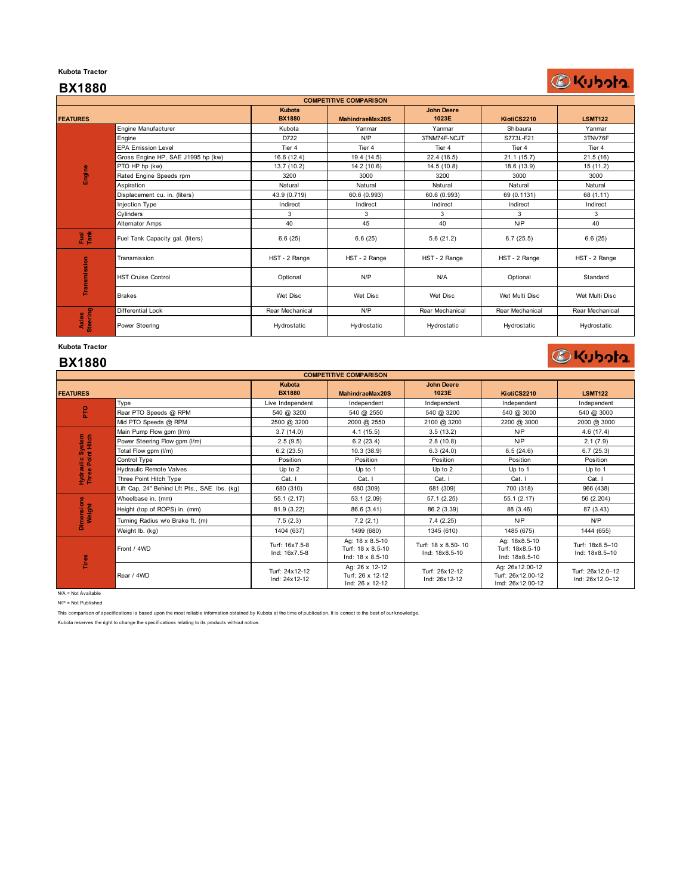Kubota Tractor

# BX1880

| COMPETITIVE COMPARISON | | | | | | |
|---|---|---|---|---|---|---|
| FEATURES | | Kubota BX1880 | MahindraeMax20S | John Deere 1023E | KiotiCS2210 | LSMT122 |
| Engine | Engine Manufacturer | Kubota | Yanmar | Yanmar | Shibaura | Yanmar |
| | Engine | D722 | N/P | 3TNM74F-NCJT | S773L-F21 | 3TNV76F |
| | EPA Emission Level | Tier 4 | Tier 4 | Tier 4 | Tier 4 | Tier 4 |
| | Gross Engine HP, SAE J1995 hp (kw) | 16.6 (12.4) | 19.4 (14.5) | 22.4 (16.5) | 21.1 (15.7) | 21.5 (16) |
| | PTO HP hp (kw) | 13.7 (10.2) | 14.2 (10.6) | 14.5 (10.8) | 18.6 (13.9) | 15 (11.2) |
| | Rated Engine Speeds rpm | 3200 | 3000 | 3200 | 3000 | 3000 |
| | Aspiration | Natural | Natural | Natural | Natural | Natural |
| | Displacement cu. in. (liters) | 43.9 (0.719) | 60.6 (0.993) | 60.6 (0.993) | 69 (0.1131) | 68 (1.11) |
| | Injection Type | Indirect | Indirect | Indirect | Indirect | Indirect |
| | Cylinders | 3 | 3 | 3 | 3 | 3 |
| | Alternator Amps | 40 | 45 | 40 | N/P | 40 |
| Fuel Tank | Fuel Tank Capacity gal. (liters) | 6.6 (25) | 6.6 (25) | 5.6 (21.2) | 6.7 (25.5) | 6.6 (25) |
| Transmission | Transmission | HST - 2 Range | HST - 2 Range | HST - 2 Range | HST - 2 Range | HST - 2 Range |
| | HST Cruise Control | Optional | N/P | N/A | Optional | Standard |
| | Brakes | Wet Disc | Wet Disc | Wet Disc | Wet Multi Disc | Wet Multi Disc |
| Axles Steering | Differential Lock | Rear Mechanical | N/P | Rear Mechanical | Rear Mechanical | Rear Mechanical |
| | Power Steering | Hydrostatic | Hydrostatic | Hydrostatic | Hydrostatic | Hydrostatic |

Kubota Tractor

# BX1880

| COMPETITIVE COMPARISON | | | | | | |
|---|---|---|---|---|---|---|
| FEATURES | | Kubota BX1880 | MahindraeMax20S | John Deere 1023E | KiotiCS2210 | LSMT122 |
| PTO | Type | Live Independent | Independent | Independent | Independent | Independent |
| | Rear PTO Speeds @ RPM | 540 @ 3200 | 540 @ 2550 | 540 @ 3200 | 540 @ 3000 | 540 @ 3000 |
| | Mid PTO Speeds @ RPM | 2500 @ 3200 | 2000 @ 2550 | 2100 @ 3200 | 2200 @ 3000 | 2000 @ 3000 |
| Hydraulic System Three Point Hitch | Main Pump Flow gpm (l/m) | 3.7 (14.0) | 4.1 (15.5) | 3.5 (13.2) | N/P | 4.6 (17.4) |
| | Power Steering Flow gpm (l/m) | 2.5 (9.5) | 6.2 (23.4) | 2.8 (10.8) | N/P | 2.1 (7.9) |
| | Total Flow gpm (l/m) | 6.2 (23.5) | 10.3 (38.9) | 6.3 (24.0) | 6.5 (24.6) | 6.7 (25.3) |
| | Control Type | Position | Position | Position | Position | Position |
| | Hydraulic Remote Valves | Up to 2 | Up to 1 | Up to 2 | Up to 1 | Up to 1 |
| | Three Point Hitch Type | Cat. I | Cat. I | Cat. I | Cat. I | Cat. I |
| | Lift Cap, 24" Behind Lft Pts., SAE lbs. (kg) | 680 (310) | 680 (309) | 681 (309) | 700 (318) | 966 (438) |
| Dimensions Weight | Wheelbase in. (mm) | 55.1 (2.17) | 53.1 (2.09) | 57.1 (2.25) | 55.1 (2.17) | 56 (2.204) |
| | Height (top of ROPS) in. (mm) | 81.9 (3.22) | 86.6 (3.41) | 86.2 (3.39) | 88 (3.46) | 87 (3.43) |
| | Turning Radius w/o Brake ft. (m) | 7.5 (2.3) | 7.2 (2.1) | 7.4 (2.25) | N/P | N/P |
| | Weight lb. (kg) | 1404 (637) | 1499 (680) | 1345 (610) | 1485 (675) | 1444 (655) |
| Tires | Front / 4WD | Turf: 16x7.5-8<br>Ind: 16x7.5-8 | Ag: 18 x 8.5-10<br>Turf: 18 x 8.5-10<br>Ind: 18 x 8.5-10 | Turf: 18 x 8.50- 10<br>Ind: 18x8.5-10 | Ag: 18x8.5-10<br>Turf: 18x8.5-10<br>Ind: 18x8.5-10 | Turf: 18x8.5–10<br>Ind: 18x8.5–10 |
| | Rear / 4WD | Turf: 24x12-12<br>Ind: 24x12-12 | Ag: 26 x 12-12<br>Turf: 26 x 12-12<br>Ind: 26 x 12-12 | Turf: 26x12-12<br>Ind: 26x12-12 | Ag: 26x12.00-12<br>Turf: 26x12.00-12<br>Imd: 26x12.00-12 | Turf: 26x12.0–12<br>Ind: 26x12.0–12 |

N/A = Not Available

N/P = Not Published

This comparison of specifications is based upon the most reliable information obtained by Kubota at the time of publication. It is correct to the best of our knowledge.

Kubota reserves the right to change the specifications relating to its products without notice.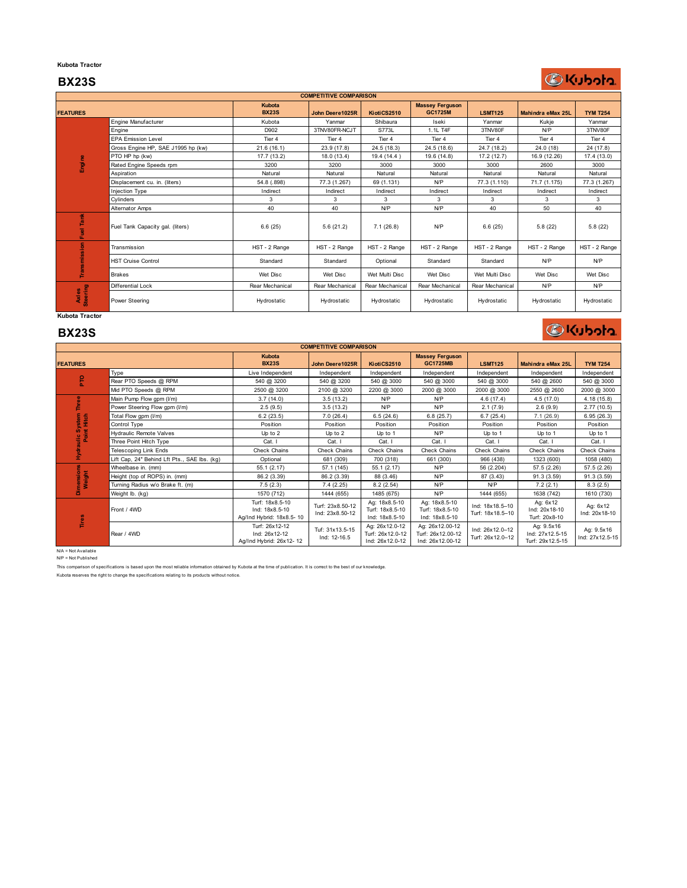Kubota Tractor

## BX23S

| COMPETITIVE COMPARISON | | | | | | | | |
|---|---|---|---|---|---|---|---|---|
| FEATURES | | Kubota BX23S | John Deere1025R | KiotiCS2510 | Massey Ferguson GC1725M | LSMT125 | Mahindra eMax 25L | TYM T254 |
| Engine | Engine Manufacturer | Kubota | Yanmar | Shibaura | Iseki | Yanmar | Kukje | Yanmar |
| | Engine | D902 | 3TNV80FR-NCJT | S773L | 1.1L T4F | 3TNV80F | N/P | 3TNV80F |
| | EPA Emission Level | Tier 4 | Tier 4 | Tier 4 | Tier 4 | Tier 4 | Tier 4 | Tier 4 |
| | Gross Engine HP, SAE J1995 hp (kw) | 21.6 (16.1) | 23.9 (17.8) | 24.5 (18.3) | 24.5 (18.6) | 24.7 (18.2) | 24.0 (18) | 24 (17.8) |
| | PTO HP hp (kw) | 17.7 (13.2) | 18.0 (13.4) | 19.4 (14.4 ) | 19.6 (14.8) | 17.2 (12.7) | 16.9 (12.26) | 17.4 (13.0) |
| | Rated Engine Speeds rpm | 3200 | 3200 | 3000 | 3000 | 3000 | 2600 | 3000 |
| | Aspiration | Natural | Natural | Natural | Natural | Natural | Natural | Natural |
| | Displacement cu. in. (liters) | 54.8 (.898) | 77.3 (1.267) | 69 (1.131) | N/P | 77.3 (1.110) | 71.7 (1.175) | 77.3 (1.267) |
| | Injection Type | Indirect | Indirect | Indirect | Indirect | Indirect | Indirect | Indirect |
| | Cylinders | 3 | 3 | 3 | 3 | 3 | 3 | 3 |
| | Alternator Amps | 40 | 40 | N/P | N/P | 40 | 50 | 40 |
| Fuel Tank | Fuel Tank Capacity gal. (liters) | 6.6 (25) | 5.6 (21.2) | 7.1 (26.8) | N/P | 6.6 (25) | 5.8 (22) | 5.8 (22) |
| Transmission | Transmission | HST - 2 Range | HST - 2 Range | HST - 2 Range | HST - 2 Range | HST - 2 Range | HST - 2 Range | HST - 2 Range |
| | HST Cruise Control | Standard | Standard | Optional | Standard | Standard | N/P | N/P |
| | Brakes | Wet Disc | Wet Disc | Wet Multi Disc | Wet Disc | Wet Multi Disc | Wet Disc | Wet Disc |
| Axles Steering | Differential Lock | Rear Mechanical | Rear Mechanical | Rear Mechanical | Rear Mechanical | Rear Mechanical | N/P | N/P |
| | Power Steering | Hydrostatic | Hydrostatic | Hydrostatic | Hydrostatic | Hydrostatic | Hydrostatic | Hydrostatic |

Kubota Tractor

## BX23S

| COMPETITIVE COMPARISON | | | | | | | | |
|---|---|---|---|---|---|---|---|---|
| FEATURES | | Kubota BX23S | John Deere1025R | KiotiCS2510 | Massey Ferguson GC1725MB | LSMT125 | Mahindra eMax 25L | TYM T254 |
| PTO | Type | Live Independent | Independent | Independent | Independent | Independent | Independent | Independent |
| | Rear PTO Speeds @ RPM | 540 @ 3200 | 540 @ 3200 | 540 @ 3000 | 540 @ 3000 | 540 @ 3000 | 540 @ 2600 | 540 @ 3000 |
| | Mid PTO Speeds @ RPM | 2500 @ 3200 | 2100 @ 3200 | 2200 @ 3000 | 2000 @ 3000 | 2000 @ 3000 | 2550 @ 2600 | 2000 @ 3000 |
| Hydraulic System Three Point Hitch | Main Pump Flow gpm (l/m) | 3.7 (14.0) | 3.5 (13.2) | N/P | N/P | 4.6 (17.4) | 4.5 (17.0) | 4.18 (15.8) |
| | Power Steering Flow gpm (l/m) | 2.5 (9.5) | 3.5 (13.2) | N/P | N/P | 2.1 (7.9) | 2.6 (9.9) | 2.77 (10.5) |
| | Total Flow gpm (l/m) | 6.2 (23.5) | 7.0 (26.4) | 6.5 (24.6) | 6.8 (25.7) | 6.7 (25.4) | 7.1 (26.9) | 6.95 (26.3) |
| | Control Type | Position | Position | Position | Position | Position | Position | Position |
| | Hydraulic Remote Valves | Up to 2 | Up to 2 | Up to 1 | N/P | Up to 1 | Up to 1 | Up to 1 |
| | Three Point Hitch Type | Cat. I | Cat. I | Cat. I | Cat. I | Cat. I | Cat. I | Cat. I |
| | Telescoping Link Ends | Check Chains | Check Chains | Check Chains | Check Chains | Check Chains | Check Chains | Check Chains |
| | Lift Cap, 24" Behind Lft Pts., SAE lbs. (kg) | Optional | 681 (309) | 700 (318) | 661 (300) | 966 (438) | 1323 (600) | 1058 (480) |
| Dimensions Weight | Wheelbase in. (mm) | 55.1 (2.17) | 57.1 (145) | 55.1 (2.17) | N/P | 56 (2.204) | 57.5 (2.26) | 57.5 (2.26) |
| | Height (top of ROPS) in. (mm) | 86.2 (3.39) | 86.2 (3.39) | 88 (3.46) | N/P | 87 (3.43) | 91.3 (3.59) | 91.3 (3.59) |
| | Turning Radius w/o Brake ft. (m) | 7.5 (2.3) | 7.4 (2.25) | 8.2 (2.54) | N/P | N/P | 7.2 (2.1) | 8.3 (2.5) |
| | Weight lb. (kg) | 1570 (712) | 1444 (655) | 1485 (675) | N/P | 1444 (655) | 1638 (742) | 1610 (730) |
| Tires | Front / 4WD | Turf: 18x8.5-10<br>Ind: 18x8.5-10<br>Ag/Ind Hybrid: 18x8.5- 10 | Turf: 23x8.50-12<br>Ind: 23x8.50-12 | Ag: 18x8.5-10<br>Turf: 18x8.5-10<br>Ind: 18x8.5-10 | Ag: 18x8.5-10<br>Turf: 18x8.5-10<br>Ind: 18x8.5-10 | Ind: 18x18.5–10<br>Turf: 18x18.5–10 | Ag: 6x12<br>Ind: 20x18-10<br>Turf: 20x8-10 | Ag: 6x12<br>Ind: 20x18-10 |
| | Rear / 4WD | Turf: 26x12-12<br>Ind: 26x12-12<br>Ag/Ind Hybrid: 26x12- 12 | Tuf: 31x13.5-15<br>Ind: 12-16.5 | Ag: 26x12.0-12<br>Turf: 26x12.0-12<br>Ind: 26x12.0-12 | Ag: 26x12.00-12<br>Turf: 26x12.00-12<br>Ind: 26x12.00-12 | Ind: 26x12.0–12<br>Turf: 26x12.0–12 | Ag: 9.5x16<br>Ind: 27x12.5-15<br>Turf: 29x12.5-15 | Ag: 9.5x16<br>Ind: 27x12.5-15 |

N/A = Not Available

N/P = Not Published

This comparison of specifications is based upon the most reliable information obtained by Kubota at the time of publication. It is correct to the best of our knowledge.

Kubota reserves the right to change the specifications relating to its products without notice.